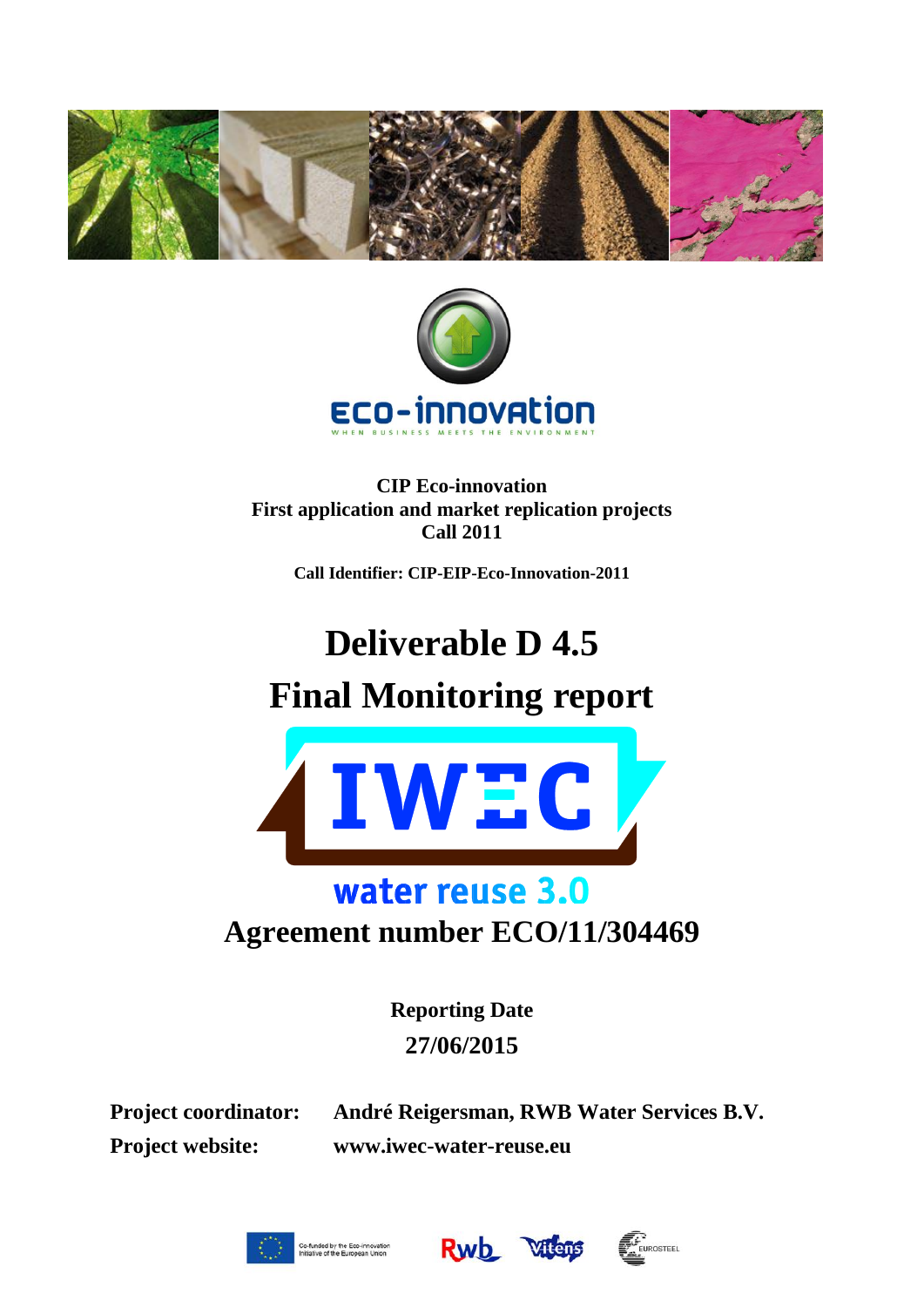Eco-innovation

WHEN BUSINESS MEETS THE ENVIRONMENT

**CIP Eco-innovation**
**First application and market replication projects**
**Call 2011**

**Call Identifier: CIP-EIP-Eco-Innovation-2011**

# Deliverable D 4.5

# Final Monitoring report

IWEC

water reuse 3.0

## Agreement number ECO/11/304469

**Reporting Date**
**27/06/2015**

| | |
|---|---|
| **Project coordinator:** | **André Reigersman, RWB Water Services B.V.** |
| **Project website:** | **www.iwec-water-reuse.eu** |

Co-funded by the Eco-innovation Initiative of the European Union

Rwb Vitens EUROSTEEL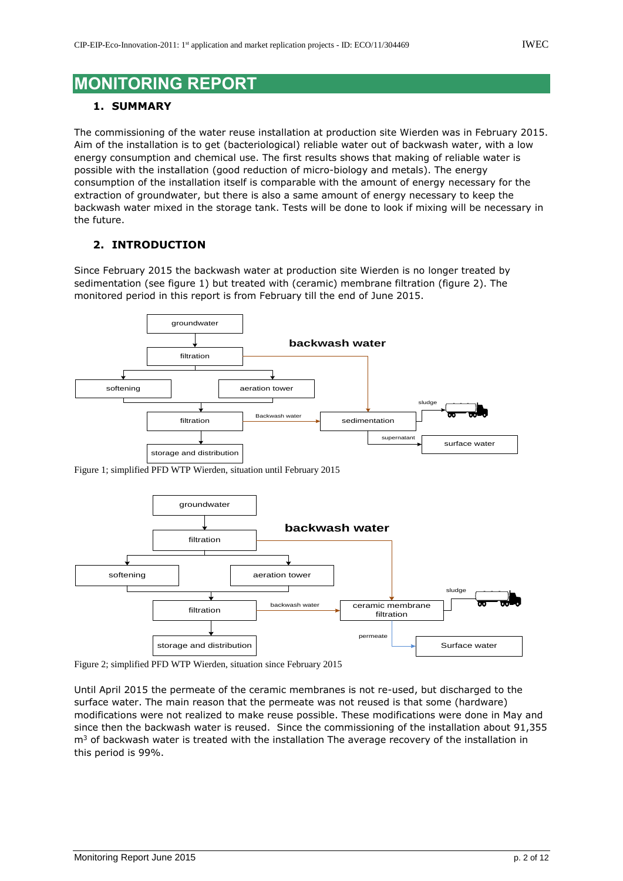# MONITORING REPORT

## 1. SUMMARY

The commissioning of the water reuse installation at production site Wierden was in February 2015. Aim of the installation is to get (bacteriological) reliable water out of backwash water, with a low energy consumption and chemical use. The first results shows that making of reliable water is possible with the installation (good reduction of micro-biology and metals). The energy consumption of the installation itself is comparable with the amount of energy necessary for the extraction of groundwater, but there is also a same amount of energy necessary to keep the backwash water mixed in the storage tank. Tests will be done to look if mixing will be necessary in the future.

## 2. INTRODUCTION

Since February 2015 the backwash water at production site Wierden is no longer treated by sedimentation (see figure 1) but treated with (ceramic) membrane filtration (figure 2). The monitored period in this report is from February till the end of June 2015.

groundwater → filtration → softening / aeration tower → filtration → storage and distribution; filtration (backwash water) → sedimentation; filtration (Backwash water) → sedimentation; sedimentation → sludge (truck); sedimentation → supernatant → surface water

Figure 1; simplified PFD WTP Wierden, situation until February 2015

groundwater → filtration → softening / aeration tower → filtration → storage and distribution; filtration (backwash water) → ceramic membrane filtration; filtration (backwash water) → ceramic membrane filtration; ceramic membrane filtration → sludge (truck); ceramic membrane filtration → permeate → Surface water

Figure 2; simplified PFD WTP Wierden, situation since February 2015

Until April 2015 the permeate of the ceramic membranes is not re-used, but discharged to the surface water. The main reason that the permeate was not reused is that some (hardware) modifications were not realized to make reuse possible. These modifications were done in May and since then the backwash water is reused. Since the commissioning of the installation about 91,355 $m^3$ of backwash water is treated with the installation The average recovery of the installation in this period is 99%.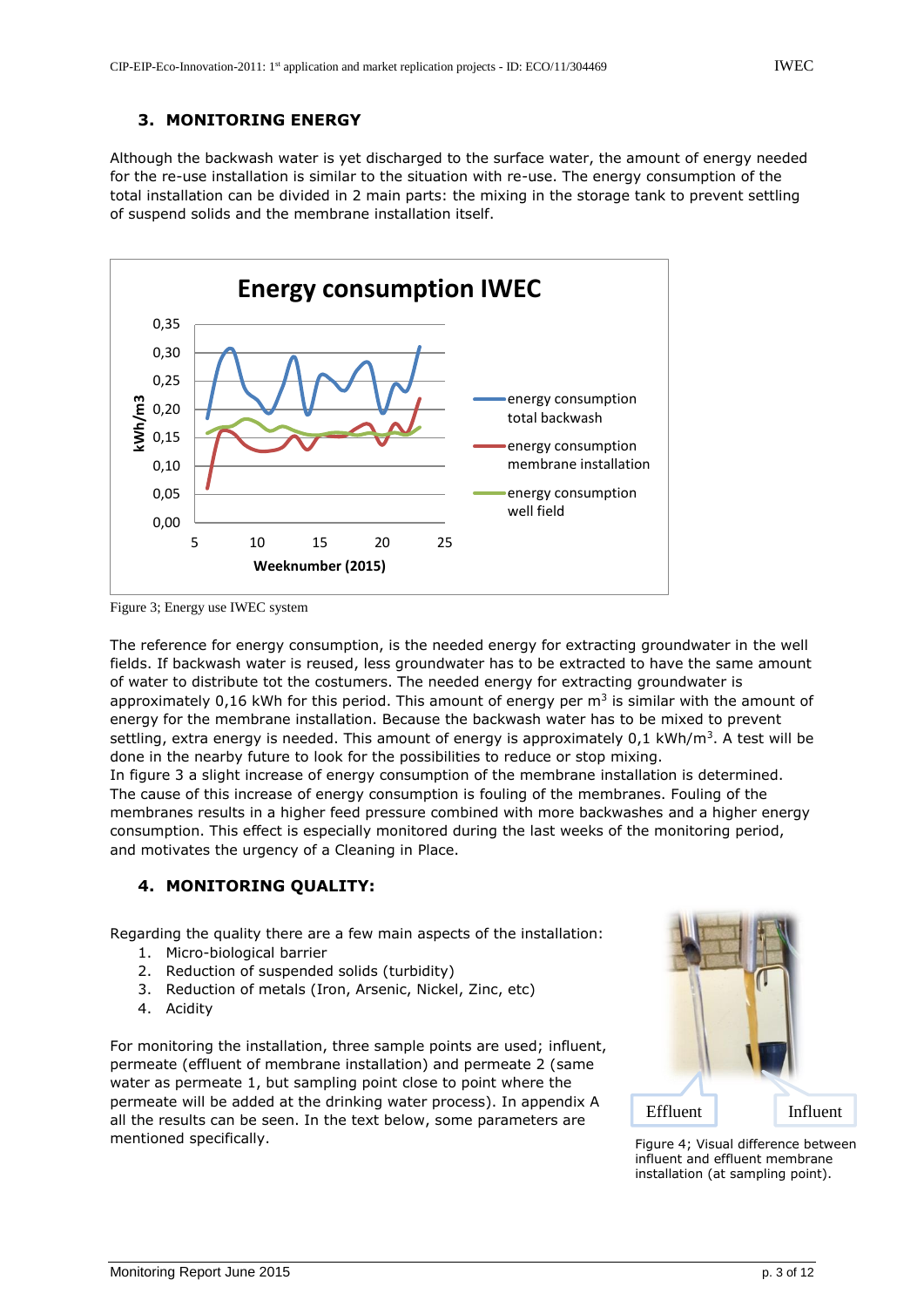## 3. MONITORING ENERGY

Although the backwash water is yet discharged to the surface water, the amount of energy needed for the re-use installation is similar to the situation with re-use. The energy consumption of the total installation can be divided in 2 main parts: the mixing in the storage tank to prevent settling of suspend solids and the membrane installation itself.

Figure 3; Energy use IWEC system

The reference for energy consumption, is the needed energy for extracting groundwater in the well fields. If backwash water is reused, less groundwater has to be extracted to have the same amount of water to distribute tot the costumers. The needed energy for extracting groundwater is approximately 0,16 kWh for this period. This amount of energy per m$^3$ is similar with the amount of energy for the membrane installation. Because the backwash water has to be mixed to prevent settling, extra energy is needed. This amount of energy is approximately 0,1 kWh/m$^3$. A test will be done in the nearby future to look for the possibilities to reduce or stop mixing.
In figure 3 a slight increase of energy consumption of the membrane installation is determined. The cause of this increase of energy consumption is fouling of the membranes. Fouling of the membranes results in a higher feed pressure combined with more backwashes and a higher energy consumption. This effect is especially monitored during the last weeks of the monitoring period, and motivates the urgency of a Cleaning in Place.

## 4. MONITORING QUALITY:

Regarding the quality there are a few main aspects of the installation:

1. Micro-biological barrier
2. Reduction of suspended solids (turbidity)
3. Reduction of metals (Iron, Arsenic, Nickel, Zinc, etc)
4. Acidity

For monitoring the installation, three sample points are used; influent, permeate (effluent of membrane installation) and permeate 2 (same water as permeate 1, but sampling point close to point where the permeate will be added at the drinking water process). In appendix A all the results can be seen. In the text below, some parameters are mentioned specifically.

Figure 4; Visual difference between influent and effluent membrane installation (at sampling point).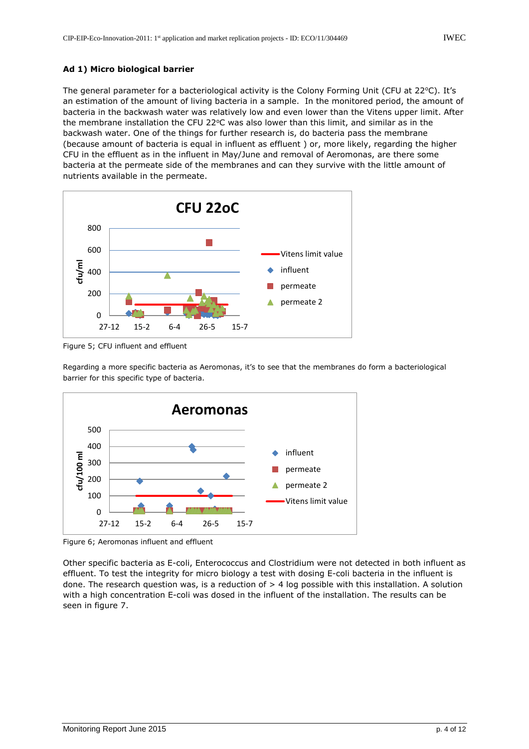**Ad 1) Micro biological barrier**

The general parameter for a bacteriological activity is the Colony Forming Unit (CFU at 22ºC). It's an estimation of the amount of living bacteria in a sample. In the monitored period, the amount of bacteria in the backwash water was relatively low and even lower than the Vitens upper limit. After the membrane installation the CFU 22ºC was also lower than this limit, and similar as in the backwash water. One of the things for further research is, do bacteria pass the membrane (because amount of bacteria is equal in influent as effluent ) or, more likely, regarding the higher CFU in the effluent as in the influent in May/June and removal of Aeromonas, are there some bacteria at the permeate side of the membranes and can they survive with the little amount of nutrients available in the permeate.

Figure 5; CFU influent and effluent

Regarding a more specific bacteria as Aeromonas, it's to see that the membranes do form a bacteriological barrier for this specific type of bacteria.

Figure 6; Aeromonas influent and effluent

Other specific bacteria as E-coli, Enterococcus and Clostridium were not detected in both influent as effluent. To test the integrity for micro biology a test with dosing E-coli bacteria in the influent is done. The research question was, is a reduction of > 4 log possible with this installation. A solution with a high concentration E-coli was dosed in the influent of the installation. The results can be seen in figure 7.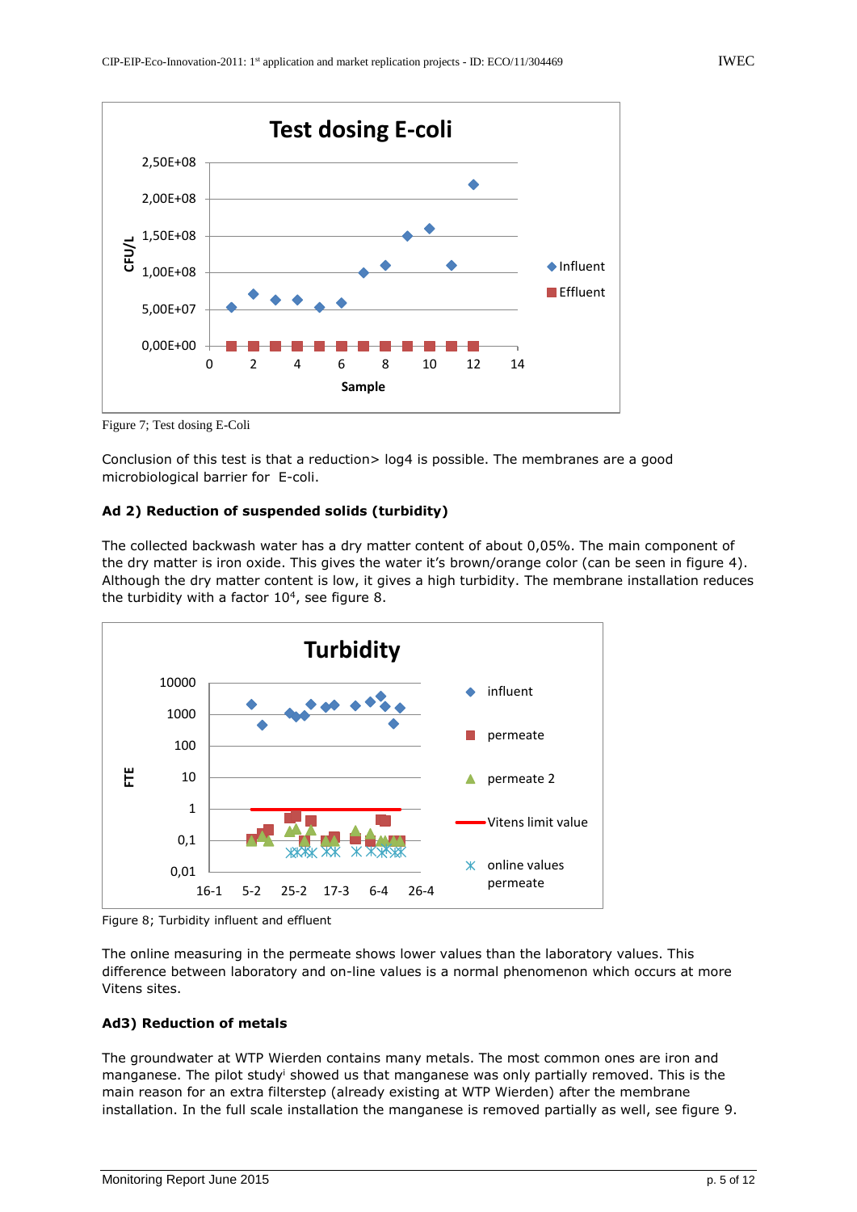Figure 7; Test dosing E-Coli

Conclusion of this test is that a reduction> log4 is possible. The membranes are a good microbiological barrier for E-coli.

**Ad 2) Reduction of suspended solids (turbidity)**

The collected backwash water has a dry matter content of about 0,05%. The main component of the dry matter is iron oxide. This gives the water it's brown/orange color (can be seen in figure 4). Although the dry matter content is low, it gives a high turbidity. The membrane installation reduces the turbidity with a factor $10^4$, see figure 8.

Figure 8; Turbidity influent and effluent

The online measuring in the permeate shows lower values than the laboratory values. This difference between laboratory and on-line values is a normal phenomenon which occurs at more Vitens sites.

**Ad3) Reduction of metals**

The groundwater at WTP Wierden contains many metals. The most common ones are iron and manganese. The pilot study[i] showed us that manganese was only partially removed. This is the main reason for an extra filterstep (already existing at WTP Wierden) after the membrane installation. In the full scale installation the manganese is removed partially as well, see figure 9.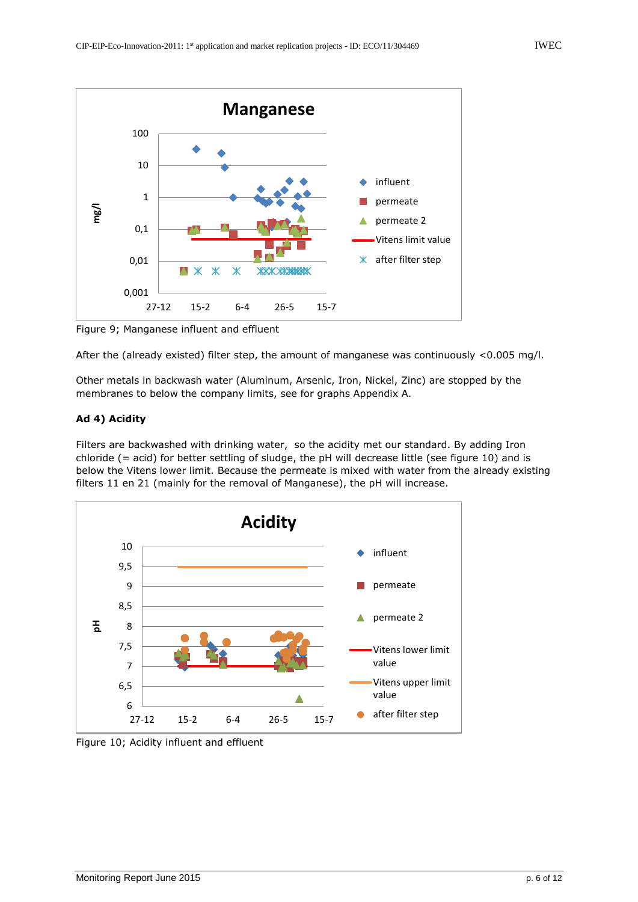Figure 9; Manganese influent and effluent

After the (already existed) filter step, the amount of manganese was continuously <0.005 mg/l.

Other metals in backwash water (Aluminum, Arsenic, Iron, Nickel, Zinc) are stopped by the membranes to below the company limits, see for graphs Appendix A.

**Ad 4) Acidity**

Filters are backwashed with drinking water, so the acidity met our standard. By adding Iron chloride (= acid) for better settling of sludge, the pH will decrease little (see figure 10) and is below the Vitens lower limit. Because the permeate is mixed with water from the already existing filters 11 en 21 (mainly for the removal of Manganese), the pH will increase.

Figure 10; Acidity influent and effluent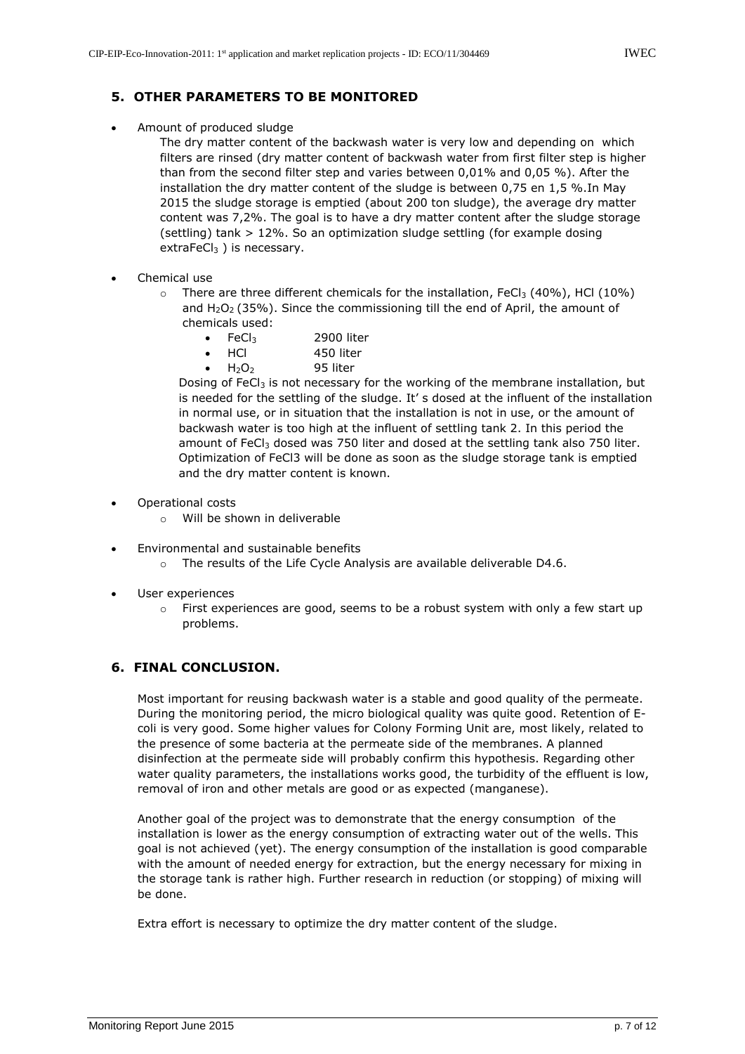## 5. OTHER PARAMETERS TO BE MONITORED

- Amount of produced sludge

  The dry matter content of the backwash water is very low and depending on which filters are rinsed (dry matter content of backwash water from first filter step is higher than from the second filter step and varies between 0,01% and 0,05 %). After the installation the dry matter content of the sludge is between 0,75 en 1,5 %.In May 2015 the sludge storage is emptied (about 200 ton sludge), the average dry matter content was 7,2%. The goal is to have a dry matter content after the sludge storage (settling) tank > 12%. So an optimization sludge settling (for example dosing extra$FeCl_3$ ) is necessary.

- Chemical use
  - There are three different chemicals for the installation, $FeCl_3$ (40%), HCl (10%) and $H_2O_2$ (35%). Since the commissioning till the end of April, the amount of chemicals used:
    - $FeCl_3$ 2900 liter
    - HCl 450 liter
    - $H_2O_2$ 95 liter

  Dosing of $FeCl_3$ is not necessary for the working of the membrane installation, but is needed for the settling of the sludge. It' s dosed at the influent of the installation in normal use, or in situation that the installation is not in use, or the amount of backwash water is too high at the influent of settling tank 2. In this period the amount of $FeCl_3$ dosed was 750 liter and dosed at the settling tank also 750 liter. Optimization of FeCl3 will be done as soon as the sludge storage tank is emptied and the dry matter content is known.

- Operational costs
  - Will be shown in deliverable

- Environmental and sustainable benefits
  - The results of the Life Cycle Analysis are available deliverable D4.6.

- User experiences
  - First experiences are good, seems to be a robust system with only a few start up problems.

## 6. FINAL CONCLUSION.

Most important for reusing backwash water is a stable and good quality of the permeate. During the monitoring period, the micro biological quality was quite good. Retention of E-coli is very good. Some higher values for Colony Forming Unit are, most likely, related to the presence of some bacteria at the permeate side of the membranes. A planned disinfection at the permeate side will probably confirm this hypothesis. Regarding other water quality parameters, the installations works good, the turbidity of the effluent is low, removal of iron and other metals are good or as expected (manganese).

Another goal of the project was to demonstrate that the energy consumption of the installation is lower as the energy consumption of extracting water out of the wells. This goal is not achieved (yet). The energy consumption of the installation is good comparable with the amount of needed energy for extraction, but the energy necessary for mixing in the storage tank is rather high. Further research in reduction (or stopping) of mixing will be done.

Extra effort is necessary to optimize the dry matter content of the sludge.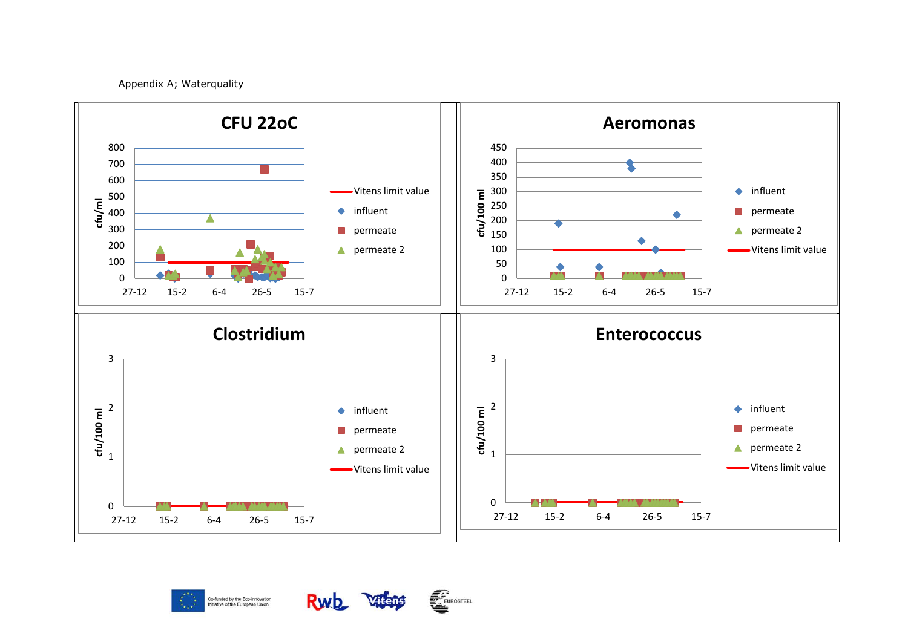Appendix A; Waterquality

**CFU 22oC**

cfu/ml

800, 700, 600, 500, 400, 300, 200, 100, 0

27-12, 15-2, 6-4, 26-5, 15-7

Vitens limit value
influent
permeate
permeate 2

**Aeromonas**

cfu/100 ml

450, 400, 350, 300, 250, 200, 150, 100, 50, 0

27-12, 15-2, 6-4, 26-5, 15-7

influent
permeate
permeate 2
Vitens limit value

**Clostridium**

cfu/100 ml

3, 2, 1, 0

27-12, 15-2, 6-4, 26-5, 15-7

influent
permeate
permeate 2
Vitens limit value

**Enterococcus**

cfu/100 ml

3, 2, 1, 0

27-12, 15-2, 6-4, 26-5, 15-7

influent
permeate
permeate 2
Vitens limit value

Co-funded by the Eco-innovation Initiative of the European Union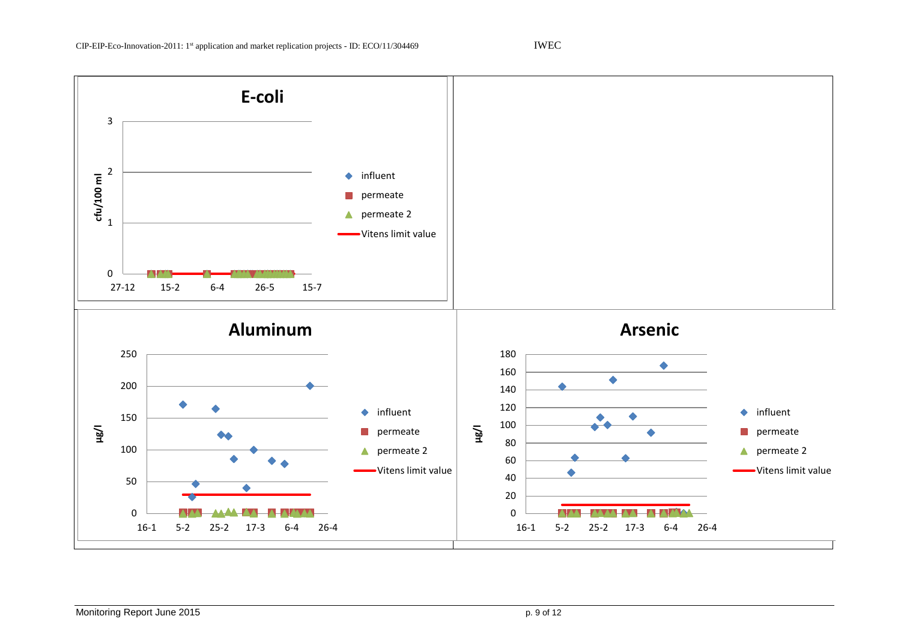**E-coli**

cfu/100 ml

0, 1, 2, 3

27-12, 15-2, 6-4, 26-5, 15-7

- influent
- permeate
- permeate 2
- Vitens limit value

**Aluminum**

µg/l

0, 50, 100, 150, 200, 250

16-1, 5-2, 25-2, 17-3, 6-4, 26-4

- influent
- permeate
- permeate 2
- Vitens limit value

**Arsenic**

µg/l

0, 20, 40, 60, 80, 100, 120, 140, 160, 180

16-1, 5-2, 25-2, 17-3, 6-4, 26-4

- influent
- permeate
- permeate 2
- Vitens limit value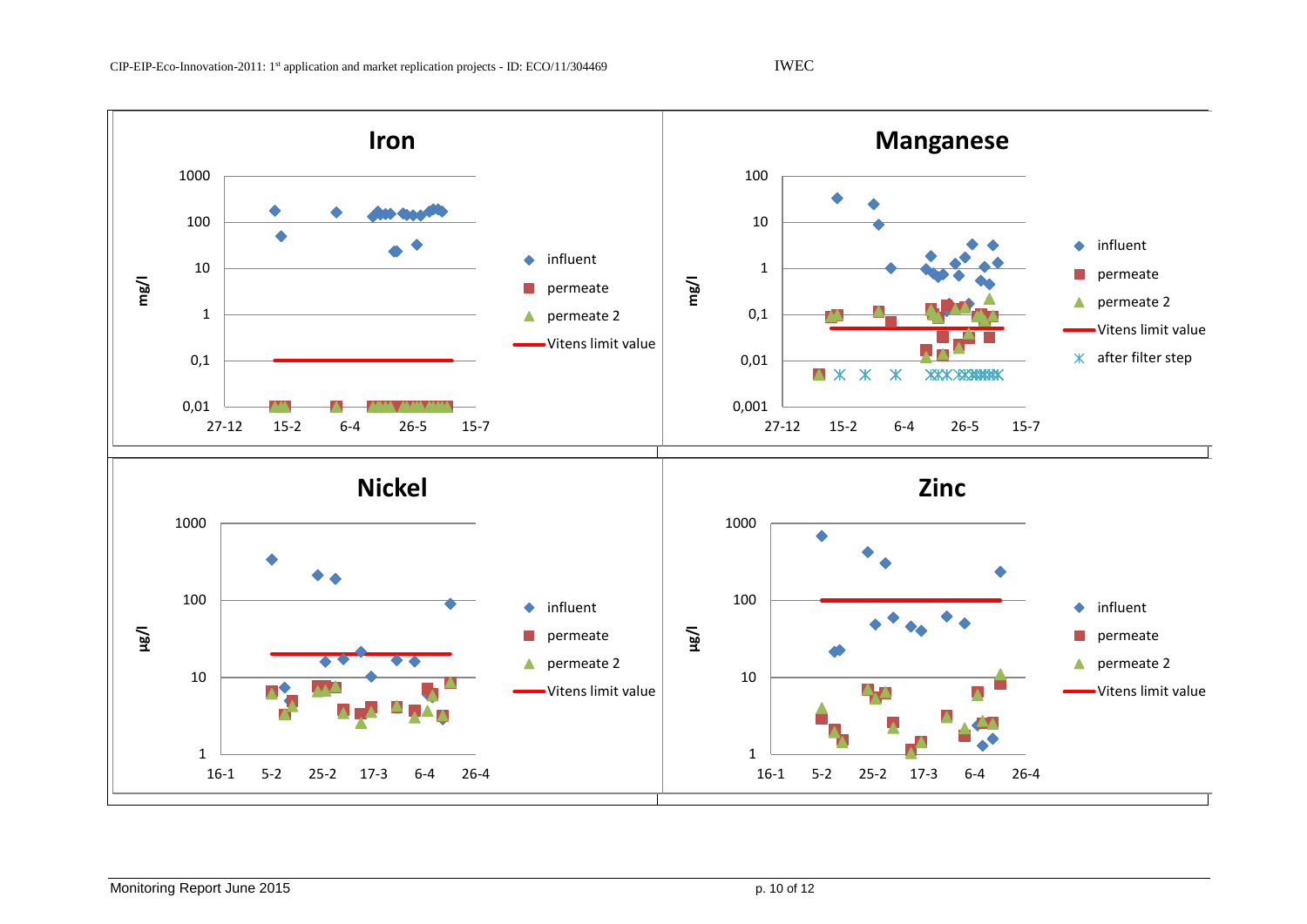**Iron**

mg/l

Legend: influent, permeate, permeate 2, Vitens limit value

Y-axis: 0,01 – 1000; X-axis: 27-12, 15-2, 6-4, 26-5, 15-7

**Manganese**

mg/l

Legend: influent, permeate, permeate 2, Vitens limit value, after filter step

Y-axis: 0,001 – 100; X-axis: 27-12, 15-2, 6-4, 26-5, 15-7

**Nickel**

µg/l

Legend: influent, permeate, permeate 2, Vitens limit value

Y-axis: 1 – 1000; X-axis: 16-1, 5-2, 25-2, 17-3, 6-4, 26-4

**Zinc**

µg/l

Legend: influent, permeate, permeate 2, Vitens limit value

Y-axis: 1 – 1000; X-axis: 16-1, 5-2, 25-2, 17-3, 6-4, 26-4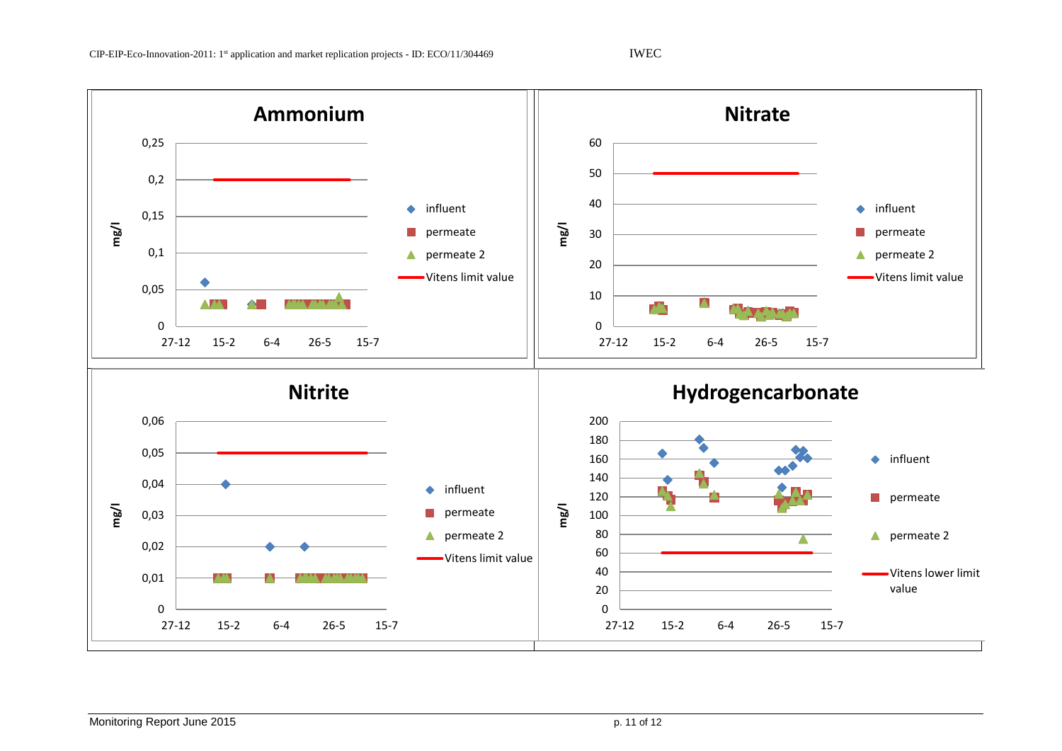**Ammonium**

mg/l

0,25
0,2
0,15
0,1
0,05
0

27-12 15-2 6-4 26-5 15-7

- influent
- permeate
- permeate 2
- Vitens limit value

**Nitrate**

mg/l

60
50
40
30
20
10
0

27-12 15-2 6-4 26-5 15-7

- influent
- permeate
- permeate 2
- Vitens limit value

**Nitrite**

mg/l

0,06
0,05
0,04
0,03
0,02
0,01
0

27-12 15-2 6-4 26-5 15-7

- influent
- permeate
- permeate 2
- Vitens limit value

**Hydrogencarbonate**

mg/l

200
180
160
140
120
100
80
60
40
20
0

27-12 15-2 6-4 26-5 15-7

- influent
- permeate
- permeate 2
- Vitens lower limit value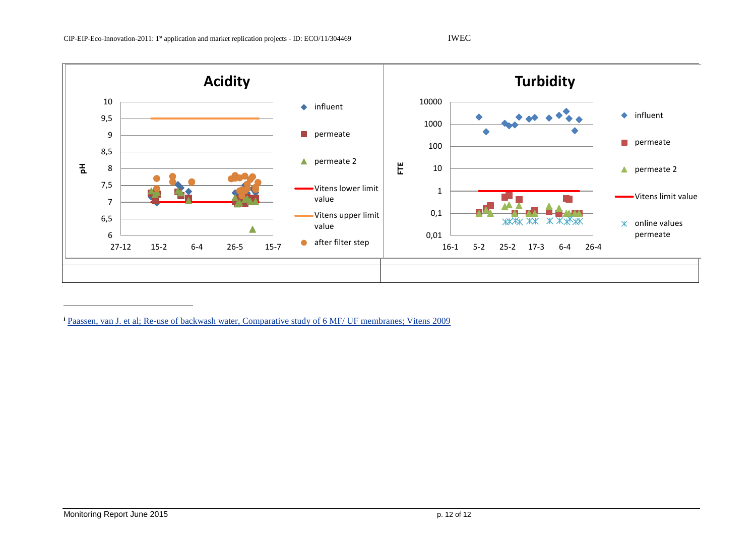Acidity

10
9,5
9
8,5
8
7,5
7
6,5
6

pH

27-12 15-2 6-4 26-5 15-7

influent
permeate
permeate 2
Vitens lower limit value
Vitens upper limit value
after filter step

Turbidity

10000
1000
100
10
1
0,1
0,01

FTE

16-1 5-2 25-2 17-3 6-4 26-4

influent
permeate
permeate 2
Vitens limit value
online values permeate

---

[i] Paassen, van J. et al; Re-use of backwash water, Comparative study of 6 MF/ UF membranes; Vitens 2009